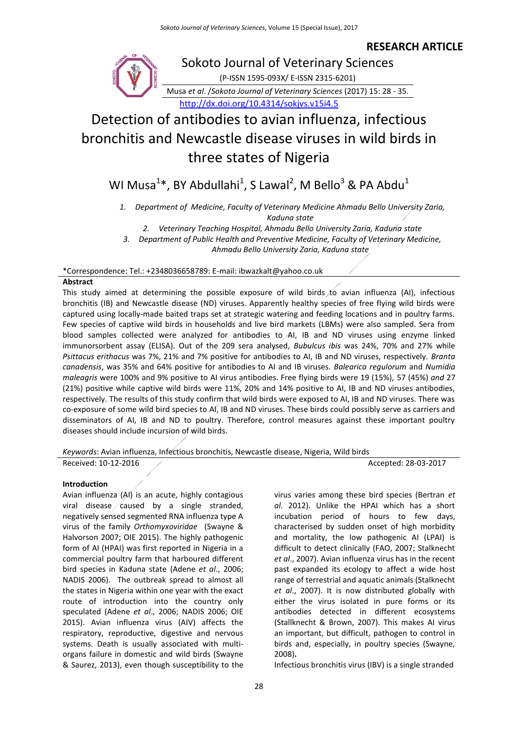**RESEARCH ARTICLE**

Sokoto Journal of Veterinary Sciences

(P-ISSN 1595-093X/ E-ISSN 2315-6201)

Musa *et al.* /*Sokoto Journal of Veterinary Sciences* (2017) 15: 28 - 35.

http://dx.doi.org/10.4314/sokjvs.v15i4.5

# Detection of antibodies to avian influenza, infectious bronchitis and Newcastle disease viruses in wild birds in three states of Nigeria

WI Musa[1]*, BY Abdullahi[1], S Lawal[2], M Bello[3] & PA Abdu[1]

1. Department of Medicine, Faculty of Veterinary Medicine Ahmadu Bello University Zaria, Kaduna state
2. Veterinary Teaching Hospital, Ahmadu Bello University Zaria, Kaduna state
3. Department of Public Health and Preventive Medicine, Faculty of Veterinary Medicine, Ahmadu Bello University Zaria, Kaduna state

*Correspondence: Tel.: +2348036658789: E-mail: ibwazkalt@yahoo.co.uk

## Abstract

This study aimed at determining the possible exposure of wild birds to avian influenza (AI), infectious bronchitis (IB) and Newcastle disease (ND) viruses. Apparently healthy species of free flying wild birds were captured using locally-made baited traps set at strategic watering and feeding locations and in poultry farms. Few species of captive wild birds in households and live bird markets (LBMs) were also sampled. Sera from blood samples collected were analyzed for antibodies to AI, IB and ND viruses using enzyme linked immunorsorbent assay (ELISA). Out of the 209 sera analysed, *Bubulcus ibis* was 24%, 70% and 27% while *Psittacus erithacus* was 7%, 21% and 7% positive for antibodies to AI, IB and ND viruses, respectively. *Branta canadensis*, was 35% and 64% positive for antibodies to AI and IB viruses. *Balearica regulorum* and *Numidia maleagris* were 100% and 9% positive to AI virus antibodies. Free flying birds were 19 (15%), 57 (45%) *and* 27 (21%) positive while captive wild birds were 11%, 20% and 14% positive to AI, IB and ND viruses antibodies, respectively. The results of this study confirm that wild birds were exposed to AI, IB and ND viruses. There was co-exposure of some wild bird species to AI, IB and ND viruses. These birds could possibly serve as carriers and disseminators of AI, IB and ND to poultry. Therefore, control measures against these important poultry diseases should include incursion of wild birds.

*Keywords*: Avian influenza, Infectious bronchitis, Newcastle disease, Nigeria, Wild birds

Received: 10-12-2016　　　　　　　　　　　　　　　　　　　Accepted: 28-03-2017

## Introduction

Avian influenza (AI) is an acute, highly contagious viral disease caused by a single stranded, negatively sensed segmented RNA influenza type A virus of the family *Orthomyxoviridae* (Swayne & Halvorson 2007; OIE 2015). The highly pathogenic form of AI (HPAI) was first reported in Nigeria in a commercial poultry farm that harboured different bird species in Kaduna state (Adene *et al*., 2006; NADIS 2006). The outbreak spread to almost all the states in Nigeria within one year with the exact route of introduction into the country only speculated (Adene *et al*., 2006; NADIS 2006; OIE 2015). Avian influenza virus (AIV) affects the respiratory, reproductive, digestive and nervous systems. Death is usually associated with multi-organs failure in domestic and wild birds (Swayne & Saurez, 2013), even though susceptibility to the virus varies among these bird species (Bertran *et al*. 2012). Unlike the HPAI which has a short incubation period of hours to few days, characterised by sudden onset of high morbidity and mortality, the low pathogenic AI (LPAI) is difficult to detect clinically (FAO, 2007; Stalknecht *et al*., 2007). Avian influenza virus has in the recent past expanded its ecology to affect a wide host range of terrestrial and aquatic animals (Stalknecht *et al*., 2007). It is now distributed globally with either the virus isolated in pure forms or its antibodies detected in different ecosystems (Stallknecht & Brown, 2007). This makes AI virus an important, but difficult, pathogen to control in birds and, especially, in poultry species (Swayne, 2008).

Infectious bronchitis virus (IBV) is a single stranded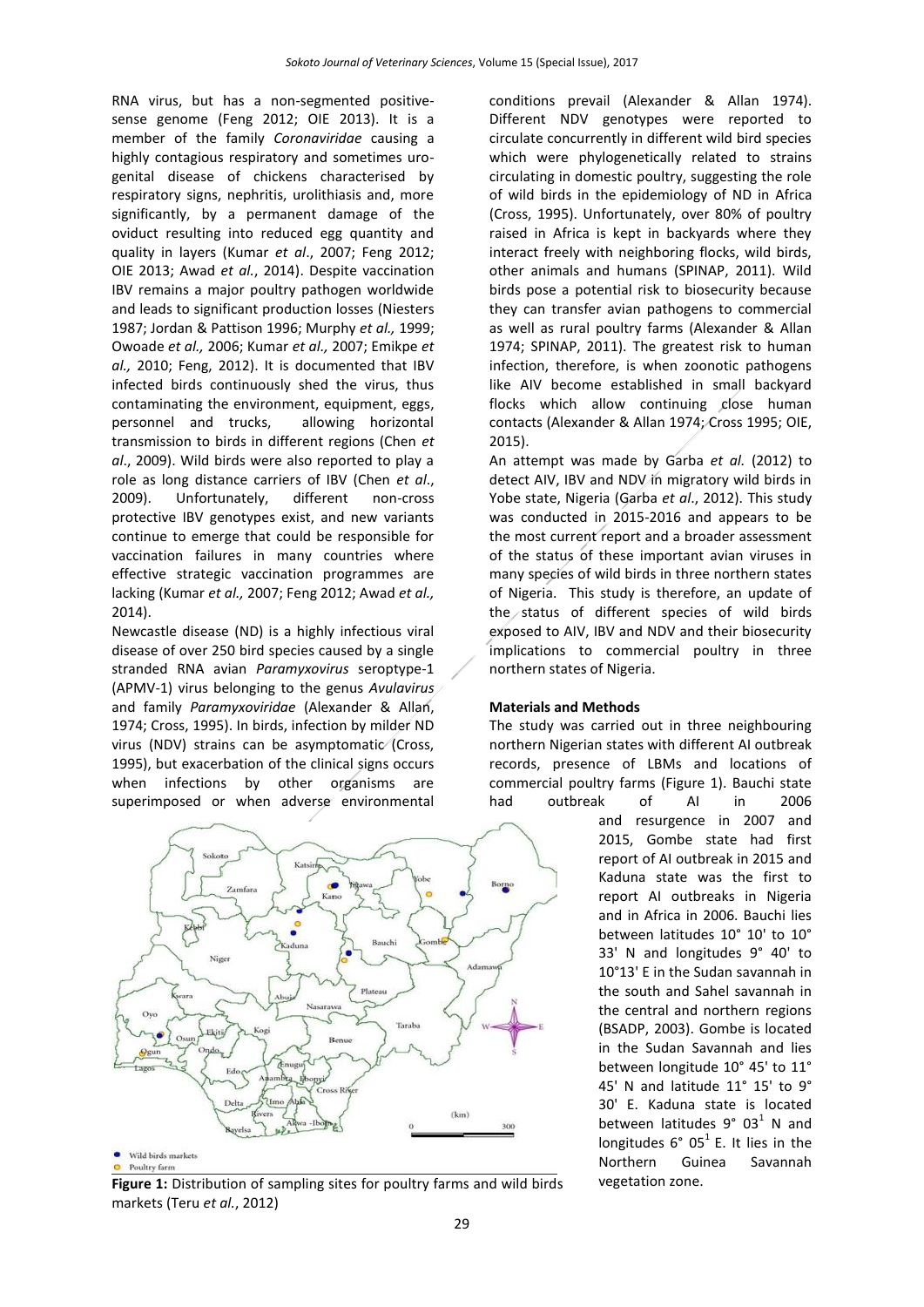RNA virus, but has a non-segmented positive-sense genome (Feng 2012; OIE 2013). It is a member of the family *Coronaviridae* causing a highly contagious respiratory and sometimes uro-genital disease of chickens characterised by respiratory signs, nephritis, urolithiasis and, more significantly, by a permanent damage of the oviduct resulting into reduced egg quantity and quality in layers (Kumar *et al*., 2007; Feng 2012; OIE 2013; Awad *et al.*, 2014). Despite vaccination IBV remains a major poultry pathogen worldwide and leads to significant production losses (Niesters 1987; Jordan & Pattison 1996; Murphy *et al.,* 1999; Owoade *et al.,* 2006; Kumar *et al.,* 2007; Emikpe *et al.,* 2010; Feng, 2012). It is documented that IBV infected birds continuously shed the virus, thus contaminating the environment, equipment, eggs, personnel and trucks, allowing horizontal transmission to birds in different regions (Chen *et al*., 2009). Wild birds were also reported to play a role as long distance carriers of IBV (Chen *et al*., 2009). Unfortunately, different non-cross protective IBV genotypes exist, and new variants continue to emerge that could be responsible for vaccination failures in many countries where effective strategic vaccination programmes are lacking (Kumar *et al.,* 2007; Feng 2012; Awad *et al.,* 2014).

Newcastle disease (ND) is a highly infectious viral disease of over 250 bird species caused by a single stranded RNA avian *Paramyxovirus* seroptype-1 (APMV-1) virus belonging to the genus *Avulavirus* and family *Paramyxoviridae* (Alexander & Allan, 1974; Cross, 1995). In birds, infection by milder ND virus (NDV) strains can be asymptomatic (Cross, 1995), but exacerbation of the clinical signs occurs when infections by other organisms are superimposed or when adverse environmental conditions prevail (Alexander & Allan 1974). Different NDV genotypes were reported to circulate concurrently in different wild bird species which were phylogenetically related to strains circulating in domestic poultry, suggesting the role of wild birds in the epidemiology of ND in Africa (Cross, 1995). Unfortunately, over 80% of poultry raised in Africa is kept in backyards where they interact freely with neighboring flocks, wild birds, other animals and humans (SPINAP, 2011). Wild birds pose a potential risk to biosecurity because they can transfer avian pathogens to commercial as well as rural poultry farms (Alexander & Allan 1974; SPINAP, 2011). The greatest risk to human infection, therefore, is when zoonotic pathogens like AIV become established in small backyard flocks which allow continuing close human contacts (Alexander & Allan 1974; Cross 1995; OIE, 2015).

An attempt was made by Garba *et al.* (2012) to detect AIV, IBV and NDV in migratory wild birds in Yobe state, Nigeria (Garba *et al*., 2012). This study was conducted in 2015-2016 and appears to be the most current report and a broader assessment of the status of these important avian viruses in many species of wild birds in three northern states of Nigeria. This study is therefore, an update of the status of different species of wild birds exposed to AIV, IBV and NDV and their biosecurity implications to commercial poultry in three northern states of Nigeria.

## Materials and Methods

The study was carried out in three neighbouring northern Nigerian states with different AI outbreak records, presence of LBMs and locations of commercial poultry farms (Figure 1). Bauchi state had outbreak of AI in 2006 and resurgence in 2007 and 2015, Gombe state had first report of AI outbreak in 2015 and Kaduna state was the first to report AI outbreaks in Nigeria and in Africa in 2006. Bauchi lies between latitudes 10° 10' to 10° 33' N and longitudes 9° 40' to 10°13' E in the Sudan savannah in the south and Sahel savannah in the central and northern regions (BSADP, 2003). Gombe is located in the Sudan Savannah and lies between longitude 10° 45' to 11° 45' N and latitude 11° 15' to 9° 30' E. Kaduna state is located between latitudes 9° 03[1] N and longitudes 6° 05[1] E. It lies in the Northern Guinea Savannah vegetation zone.

**Figure 1:** Distribution of sampling sites for poultry farms and wild birds markets (Teru *et al.*, 2012)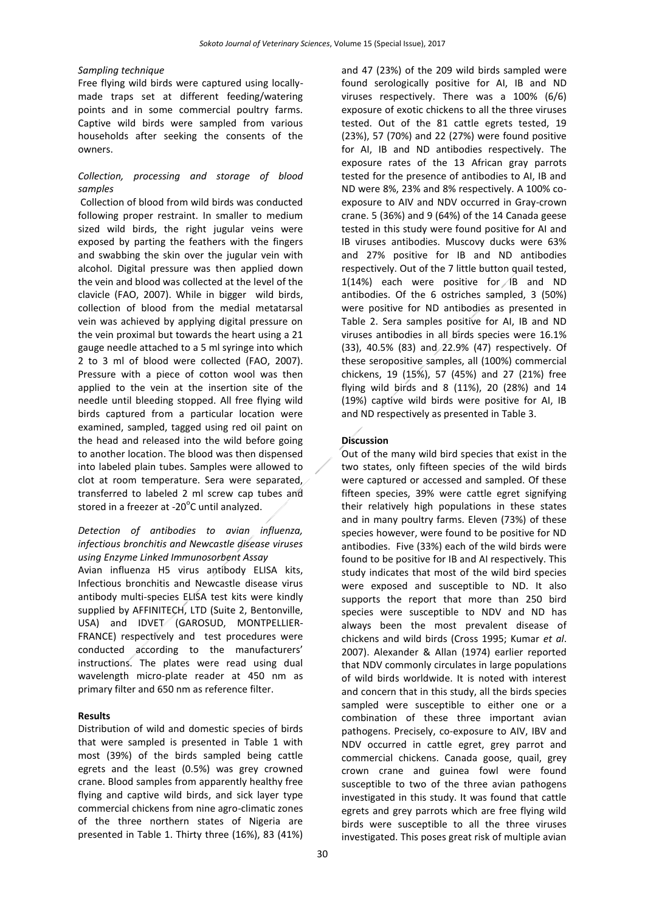*Sampling technique*

Free flying wild birds were captured using locally-made traps set at different feeding/watering points and in some commercial poultry farms. Captive wild birds were sampled from various households after seeking the consents of the owners.

*Collection, processing and storage of blood samples*

Collection of blood from wild birds was conducted following proper restraint. In smaller to medium sized wild birds, the right jugular veins were exposed by parting the feathers with the fingers and swabbing the skin over the jugular vein with alcohol. Digital pressure was then applied down the vein and blood was collected at the level of the clavicle (FAO, 2007). While in bigger wild birds, collection of blood from the medial metatarsal vein was achieved by applying digital pressure on the vein proximal but towards the heart using a 21 gauge needle attached to a 5 ml syringe into which 2 to 3 ml of blood were collected (FAO, 2007). Pressure with a piece of cotton wool was then applied to the vein at the insertion site of the needle until bleeding stopped. All free flying wild birds captured from a particular location were examined, sampled, tagged using red oil paint on the head and released into the wild before going to another location. The blood was then dispensed into labeled plain tubes. Samples were allowed to clot at room temperature. Sera were separated, transferred to labeled 2 ml screw cap tubes and stored in a freezer at -20°C until analyzed.

*Detection of antibodies to avian influenza, infectious bronchitis and Newcastle disease viruses using Enzyme Linked Immunosorbent Assay*

Avian influenza H5 virus antibody ELISA kits, Infectious bronchitis and Newcastle disease virus antibody multi-species ELISA test kits were kindly supplied by AFFINITECH, LTD (Suite 2, Bentonville, USA) and IDVET (GAROSUD, MONTPELLIER-FRANCE) respectively and test procedures were conducted according to the manufacturers' instructions. The plates were read using dual wavelength micro-plate reader at 450 nm as primary filter and 650 nm as reference filter.

**Results**

Distribution of wild and domestic species of birds that were sampled is presented in Table 1 with most (39%) of the birds sampled being cattle egrets and the least (0.5%) was grey crowned crane. Blood samples from apparently healthy free flying and captive wild birds, and sick layer type commercial chickens from nine agro-climatic zones of the three northern states of Nigeria are presented in Table 1. Thirty three (16%), 83 (41%) and 47 (23%) of the 209 wild birds sampled were found serologically positive for AI, IB and ND viruses respectively. There was a 100% (6/6) exposure of exotic chickens to all the three viruses tested. Out of the 81 cattle egrets tested, 19 (23%), 57 (70%) and 22 (27%) were found positive for AI, IB and ND antibodies respectively. The exposure rates of the 13 African gray parrots tested for the presence of antibodies to AI, IB and ND were 8%, 23% and 8% respectively. A 100% co-exposure to AIV and NDV occurred in Gray-crown crane. 5 (36%) and 9 (64%) of the 14 Canada geese tested in this study were found positive for AI and IB viruses antibodies. Muscovy ducks were 63% and 27% positive for IB and ND antibodies respectively. Out of the 7 little button quail tested, 1(14%) each were positive for IB and ND antibodies. Of the 6 ostriches sampled, 3 (50%) were positive for ND antibodies as presented in Table 2. Sera samples positive for AI, IB and ND viruses antibodies in all birds species were 16.1% (33), 40.5% (83) and 22.9% (47) respectively. Of these seropositive samples, all (100%) commercial chickens, 19 (15%), 57 (45%) and 27 (21%) free flying wild birds and 8 (11%), 20 (28%) and 14 (19%) captive wild birds were positive for AI, IB and ND respectively as presented in Table 3.

**Discussion**

Out of the many wild bird species that exist in the two states, only fifteen species of the wild birds were captured or accessed and sampled. Of these fifteen species, 39% were cattle egret signifying their relatively high populations in these states and in many poultry farms. Eleven (73%) of these species however, were found to be positive for ND antibodies. Five (33%) each of the wild birds were found to be positive for IB and AI respectively. This study indicates that most of the wild bird species were exposed and susceptible to ND. It also supports the report that more than 250 bird species were susceptible to NDV and ND has always been the most prevalent disease of chickens and wild birds (Cross 1995; Kumar *et al*. 2007). Alexander & Allan (1974) earlier reported that NDV commonly circulates in large populations of wild birds worldwide. It is noted with interest and concern that in this study, all the birds species sampled were susceptible to either one or a combination of these three important avian pathogens. Precisely, co-exposure to AIV, IBV and NDV occurred in cattle egret, grey parrot and commercial chickens. Canada goose, quail, grey crown crane and guinea fowl were found susceptible to two of the three avian pathogens investigated in this study. It was found that cattle egrets and grey parrots which are free flying wild birds were susceptible to all the three viruses investigated. This poses great risk of multiple avian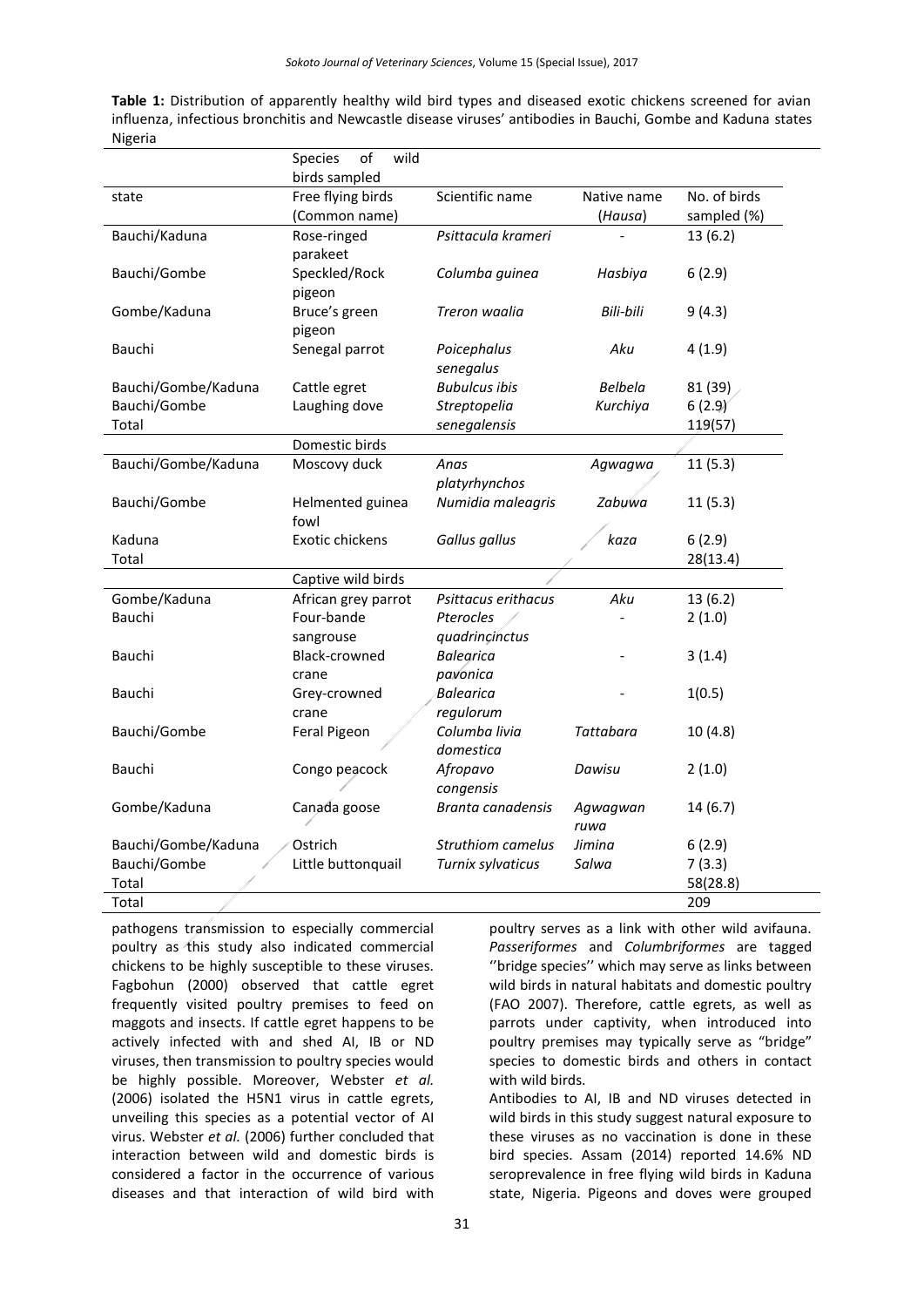**Table 1:** Distribution of apparently healthy wild bird types and diseased exotic chickens screened for avian influenza, infectious bronchitis and Newcastle disease viruses' antibodies in Bauchi, Gombe and Kaduna states Nigeria

| | Species of wild birds sampled | | | |
|---|---|---|---|---|
| state | Free flying birds (Common name) | Scientific name | Native name (*Hausa*) | No. of birds sampled (%) |
| Bauchi/Kaduna | Rose-ringed parakeet | *Psittacula krameri* | - | 13 (6.2) |
| Bauchi/Gombe | Speckled/Rock pigeon | *Columba guinea* | *Hasbiya* | 6 (2.9) |
| Gombe/Kaduna | Bruce's green pigeon | *Treron waalia* | *Bili-bili* | 9 (4.3) |
| Bauchi | Senegal parrot | *Poicephalus senegalus* | *Aku* | 4 (1.9) |
| Bauchi/Gombe/Kaduna | Cattle egret | *Bubulcus ibis* | *Belbela* | 81 (39) |
| Bauchi/Gombe | Laughing dove | *Streptopelia senegalensis* | *Kurchiya* | 6 (2.9) |
| Total | | | | 119(57) |
| | Domestic birds | | | |
| Bauchi/Gombe/Kaduna | Moscovy duck | *Anas platyrhynchos* | *Agwagwa* | 11 (5.3) |
| Bauchi/Gombe | Helmented guinea fowl | *Numidia maleagris* | *Zabuwa* | 11 (5.3) |
| Kaduna | Exotic chickens | *Gallus gallus* | *kaza* | 6 (2.9) |
| Total | | | | 28(13.4) |
| | Captive wild birds | | | |
| Gombe/Kaduna | African grey parrot | *Psittacus erithacus* | *Aku* | 13 (6.2) |
| Bauchi | Four-bande sangrouse | *Pterocles quadrincinctus* | - | 2 (1.0) |
| Bauchi | Black-crowned crane | *Balearica pavonica* | - | 3 (1.4) |
| Bauchi | Grey-crowned crane | *Balearica regulorum* | - | 1(0.5) |
| Bauchi/Gombe | Feral Pigeon | *Columba livia domestica* | *Tattabara* | 10 (4.8) |
| Bauchi | Congo peacock | *Afropavo congensis* | *Dawisu* | 2 (1.0) |
| Gombe/Kaduna | Canada goose | *Branta canadensis* | *Agwagwan ruwa* | 14 (6.7) |
| Bauchi/Gombe/Kaduna | Ostrich | *Struthiom camelus* | *Jimina* | 6 (2.9) |
| Bauchi/Gombe | Little buttonquail | *Turnix sylvaticus* | *Salwa* | 7 (3.3) |
| Total | | | | 58(28.8) |
| Total | | | | 209 |

pathogens transmission to especially commercial poultry as this study also indicated commercial chickens to be highly susceptible to these viruses. Fagbohun (2000) observed that cattle egret frequently visited poultry premises to feed on maggots and insects. If cattle egret happens to be actively infected with and shed AI, IB or ND viruses, then transmission to poultry species would be highly possible. Moreover, Webster *et al.* (2006) isolated the H5N1 virus in cattle egrets, unveiling this species as a potential vector of AI virus. Webster *et al.* (2006) further concluded that interaction between wild and domestic birds is considered a factor in the occurrence of various diseases and that interaction of wild bird with poultry serves as a link with other wild avifauna. *Passeriformes* and *Columbriformes* are tagged ''bridge species'' which may serve as links between wild birds in natural habitats and domestic poultry (FAO 2007). Therefore, cattle egrets, as well as parrots under captivity, when introduced into poultry premises may typically serve as "bridge" species to domestic birds and others in contact with wild birds.

Antibodies to AI, IB and ND viruses detected in wild birds in this study suggest natural exposure to these viruses as no vaccination is done in these bird species. Assam (2014) reported 14.6% ND seroprevalence in free flying wild birds in Kaduna state, Nigeria. Pigeons and doves were grouped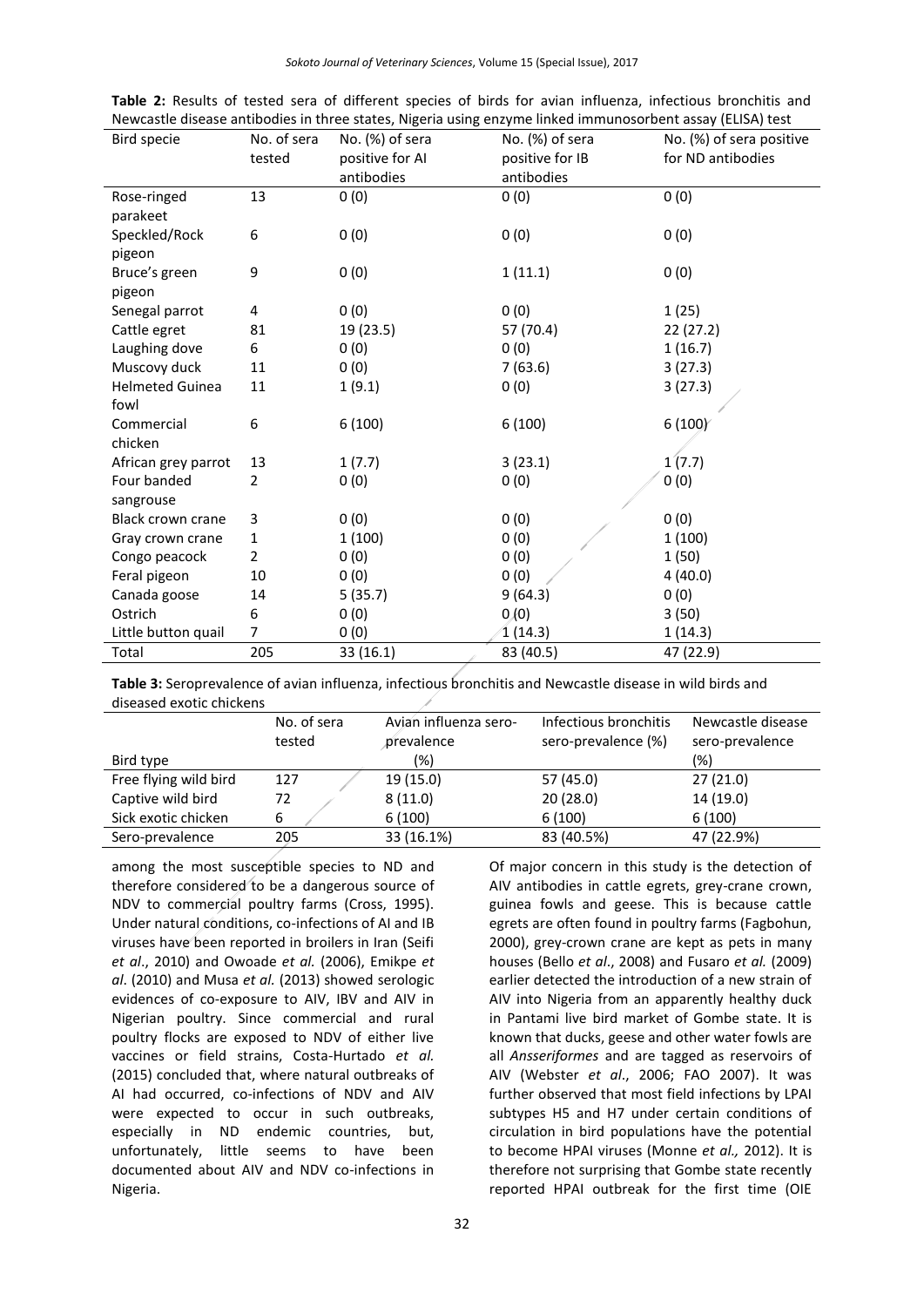**Table 2:** Results of tested sera of different species of birds for avian influenza, infectious bronchitis and Newcastle disease antibodies in three states, Nigeria using enzyme linked immunosorbent assay (ELISA) test

| Bird specie | No. of sera tested | No. (%) of sera positive for AI antibodies | No. (%) of sera positive for IB antibodies | No. (%) of sera positive for ND antibodies |
|---|---|---|---|---|
| Rose-ringed parakeet | 13 | 0 (0) | 0 (0) | 0 (0) |
| Speckled/Rock pigeon | 6 | 0 (0) | 0 (0) | 0 (0) |
| Bruce's green pigeon | 9 | 0 (0) | 1 (11.1) | 0 (0) |
| Senegal parrot | 4 | 0 (0) | 0 (0) | 1 (25) |
| Cattle egret | 81 | 19 (23.5) | 57 (70.4) | 22 (27.2) |
| Laughing dove | 6 | 0 (0) | 0 (0) | 1 (16.7) |
| Muscovy duck | 11 | 0 (0) | 7 (63.6) | 3 (27.3) |
| Helmeted Guinea fowl | 11 | 1 (9.1) | 0 (0) | 3 (27.3) |
| Commercial chicken | 6 | 6 (100) | 6 (100) | 6 (100) |
| African grey parrot | 13 | 1 (7.7) | 3 (23.1) | 1 (7.7) |
| Four banded sangrouse | 2 | 0 (0) | 0 (0) | 0 (0) |
| Black crown crane | 3 | 0 (0) | 0 (0) | 0 (0) |
| Gray crown crane | 1 | 1 (100) | 0 (0) | 1 (100) |
| Congo peacock | 2 | 0 (0) | 0 (0) | 1 (50) |
| Feral pigeon | 10 | 0 (0) | 0 (0) | 4 (40.0) |
| Canada goose | 14 | 5 (35.7) | 9 (64.3) | 0 (0) |
| Ostrich | 6 | 0 (0) | 0 (0) | 3 (50) |
| Little button quail | 7 | 0 (0) | 1 (14.3) | 1 (14.3) |
| Total | 205 | 33 (16.1) | 83 (40.5) | 47 (22.9) |

**Table 3:** Seroprevalence of avian influenza, infectious bronchitis and Newcastle disease in wild birds and diseased exotic chickens

| Bird type | No. of sera tested | Avian influenza sero-prevalence (%) | Infectious bronchitis sero-prevalence (%) | Newcastle disease sero-prevalence (%) |
|---|---|---|---|---|
| Free flying wild bird | 127 | 19 (15.0) | 57 (45.0) | 27 (21.0) |
| Captive wild bird | 72 | 8 (11.0) | 20 (28.0) | 14 (19.0) |
| Sick exotic chicken | 6 | 6 (100) | 6 (100) | 6 (100) |
| Sero-prevalence | 205 | 33 (16.1%) | 83 (40.5%) | 47 (22.9%) |

among the most susceptible species to ND and therefore considered to be a dangerous source of NDV to commercial poultry farms (Cross, 1995). Under natural conditions, co-infections of AI and IB viruses have been reported in broilers in Iran (Seifi *et al*., 2010) and Owoade *et al.* (2006), Emikpe *et al*. (2010) and Musa *et al.* (2013) showed serologic evidences of co-exposure to AIV, IBV and AIV in Nigerian poultry. Since commercial and rural poultry flocks are exposed to NDV of either live vaccines or field strains, Costa-Hurtado *et al.* (2015) concluded that, where natural outbreaks of AI had occurred, co-infections of NDV and AIV were expected to occur in such outbreaks, especially in ND endemic countries, but, unfortunately, little seems to have been documented about AIV and NDV co-infections in Nigeria.

Of major concern in this study is the detection of AIV antibodies in cattle egrets, grey-crane crown, guinea fowls and geese. This is because cattle egrets are often found in poultry farms (Fagbohun, 2000), grey-crown crane are kept as pets in many houses (Bello *et al*., 2008) and Fusaro *et al.* (2009) earlier detected the introduction of a new strain of AIV into Nigeria from an apparently healthy duck in Pantami live bird market of Gombe state. It is known that ducks, geese and other water fowls are all *Ansseriformes* and are tagged as reservoirs of AIV (Webster *et al*., 2006; FAO 2007). It was further observed that most field infections by LPAI subtypes H5 and H7 under certain conditions of circulation in bird populations have the potential to become HPAI viruses (Monne *et al.,* 2012). It is therefore not surprising that Gombe state recently reported HPAI outbreak for the first time (OIE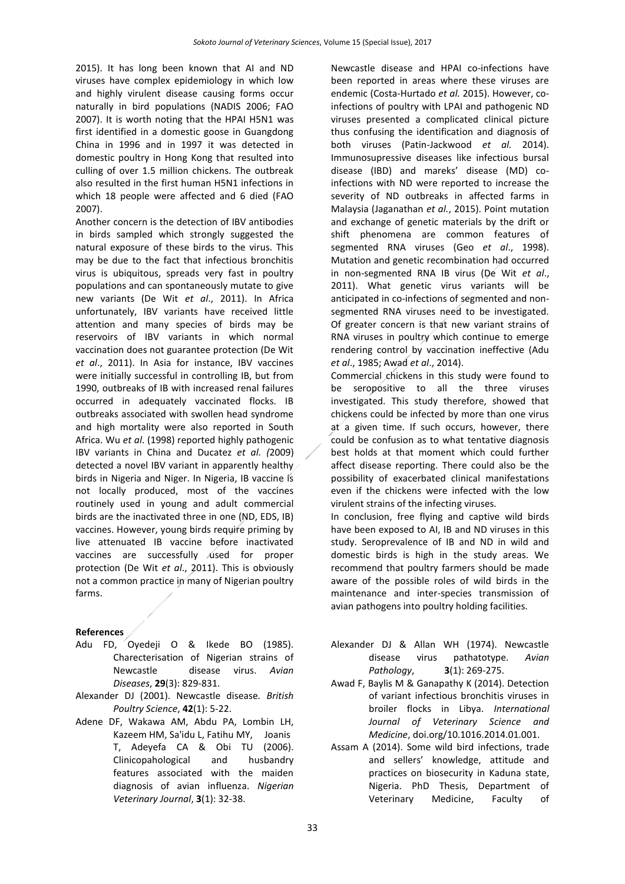2015). It has long been known that AI and ND viruses have complex epidemiology in which low and highly virulent disease causing forms occur naturally in bird populations (NADIS 2006; FAO 2007). It is worth noting that the HPAI H5N1 was first identified in a domestic goose in Guangdong China in 1996 and in 1997 it was detected in domestic poultry in Hong Kong that resulted into culling of over 1.5 million chickens. The outbreak also resulted in the first human H5N1 infections in which 18 people were affected and 6 died (FAO 2007).

Another concern is the detection of IBV antibodies in birds sampled which strongly suggested the natural exposure of these birds to the virus. This may be due to the fact that infectious bronchitis virus is ubiquitous, spreads very fast in poultry populations and can spontaneously mutate to give new variants (De Wit *et al*., 2011). In Africa unfortunately, IBV variants have received little attention and many species of birds may be reservoirs of IBV variants in which normal vaccination does not guarantee protection (De Wit *et al*., 2011). In Asia for instance, IBV vaccines were initially successful in controlling IB, but from 1990, outbreaks of IB with increased renal failures occurred in adequately vaccinated flocks. IB outbreaks associated with swollen head syndrome and high mortality were also reported in South Africa. Wu *et al*. (1998) reported highly pathogenic IBV variants in China and Ducatez *et al. (*2009) detected a novel IBV variant in apparently healthy birds in Nigeria and Niger. In Nigeria, IB vaccine is not locally produced, most of the vaccines routinely used in young and adult commercial birds are the inactivated three in one (ND, EDS, IB) vaccines. However, young birds require priming by live attenuated IB vaccine before inactivated vaccines are successfully used for proper protection (De Wit *et al*., 2011). This is obviously not a common practice in many of Nigerian poultry farms.

Newcastle disease and HPAI co-infections have been reported in areas where these viruses are endemic (Costa-Hurtado *et al.* 2015). However, co-infections of poultry with LPAI and pathogenic ND viruses presented a complicated clinical picture thus confusing the identification and diagnosis of both viruses (Patin-Jackwood *et al.* 2014). Immunosupressive diseases like infectious bursal disease (IBD) and mareks' disease (MD) co-infections with ND were reported to increase the severity of ND outbreaks in affected farms in Malaysia (Jaganathan *et al.*, 2015). Point mutation and exchange of genetic materials by the drift or shift phenomena are common features of segmented RNA viruses (Geo *et al*., 1998). Mutation and genetic recombination had occurred in non-segmented RNA IB virus (De Wit *et al*., 2011). What genetic virus variants will be anticipated in co-infections of segmented and non-segmented RNA viruses need to be investigated. Of greater concern is that new variant strains of RNA viruses in poultry which continue to emerge rendering control by vaccination ineffective (Adu *et al*., 1985; Awad *et al*., 2014).

Commercial chickens in this study were found to be seropositive to all the three viruses investigated. This study therefore, showed that chickens could be infected by more than one virus at a given time. If such occurs, however, there could be confusion as to what tentative diagnosis best holds at that moment which could further affect disease reporting. There could also be the possibility of exacerbated clinical manifestations even if the chickens were infected with the low virulent strains of the infecting viruses.

In conclusion, free flying and captive wild birds have been exposed to AI, IB and ND viruses in this study. Seroprevalence of IB and ND in wild and domestic birds is high in the study areas. We recommend that poultry farmers should be made aware of the possible roles of wild birds in the maintenance and inter-species transmission of avian pathogens into poultry holding facilities.

## References

Adu FD, Oyedeji O & Ikede BO (1985). Charecterisation of Nigerian strains of Newcastle disease virus. *Avian Diseases*, **29**(3): 829-831.

Alexander DJ (2001). Newcastle disease. *British Poultry Science*, **42**(1): 5-22.

Adene DF, Wakawa AM, Abdu PA, Lombin LH, Kazeem HM, Sa'idu L, Fatihu MY, Joanis T, Adeyefa CA & Obi TU (2006). Clinicopahological and husbandry features associated with the maiden diagnosis of avian influenza. *Nigerian Veterinary Journal*, **3**(1): 32-38.

Alexander DJ & Allan WH (1974). Newcastle disease virus pathatotype. *Avian Pathology*, **3**(1): 269-275.

Awad F, Baylis M & Ganapathy K (2014). Detection of variant infectious bronchitis viruses in broiler flocks in Libya. *International Journal of Veterinary Science and Medicine*, doi.org/10.1016.2014.01.001.

Assam A (2014). Some wild bird infections, trade and sellers' knowledge, attitude and practices on biosecurity in Kaduna state, Nigeria. PhD Thesis, Department of Veterinary Medicine, Faculty of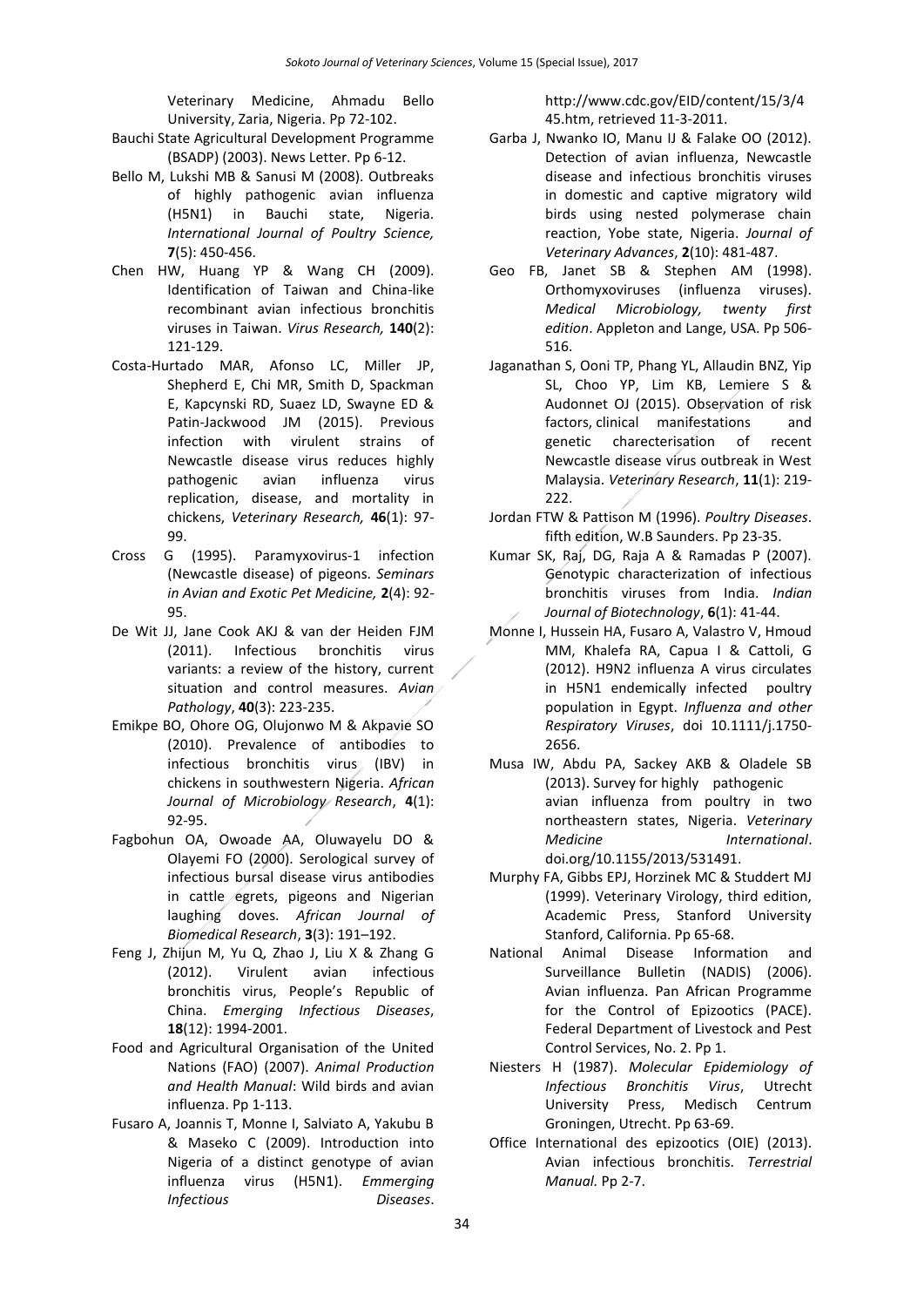Veterinary Medicine, Ahmadu Bello University, Zaria, Nigeria. Pp 72-102.

Bauchi State Agricultural Development Programme (BSADP) (2003). News Letter. Pp 6-12.

Bello M, Lukshi MB & Sanusi M (2008). Outbreaks of highly pathogenic avian influenza (H5N1) in Bauchi state, Nigeria. *International Journal of Poultry Science,* **7**(5): 450-456.

Chen HW, Huang YP & Wang CH (2009). Identification of Taiwan and China-like recombinant avian infectious bronchitis viruses in Taiwan. *Virus Research,* **140**(2): 121-129.

Costa-Hurtado MAR, Afonso LC, Miller JP, Shepherd E, Chi MR, Smith D, Spackman E, Kapcynski RD, Suaez LD, Swayne ED & Patin-Jackwood JM (2015). Previous infection with virulent strains of Newcastle disease virus reduces highly pathogenic avian influenza virus replication, disease, and mortality in chickens, *Veterinary Research,* **46**(1): 97-99.

Cross G (1995). Paramyxovirus-1 infection (Newcastle disease) of pigeons. *Seminars in Avian and Exotic Pet Medicine,* **2**(4): 92-95.

De Wit JJ, Jane Cook AKJ & van der Heiden FJM (2011). Infectious bronchitis virus variants: a review of the history, current situation and control measures. *Avian Pathology*, **40**(3): 223-235.

Emikpe BO, Ohore OG, Olujonwo M & Akpavie SO (2010). Prevalence of antibodies to infectious bronchitis virus (IBV) in chickens in southwestern Nigeria. *African Journal of Microbiology Research*, **4**(1): 92-95.

Fagbohun OA, Owoade AA, Oluwayelu DO & Olayemi FO (2000). Serological survey of infectious bursal disease virus antibodies in cattle egrets, pigeons and Nigerian laughing doves. *African Journal of Biomedical Research*, **3**(3): 191–192.

Feng J, Zhijun M, Yu Q, Zhao J, Liu X & Zhang G (2012). Virulent avian infectious bronchitis virus, People's Republic of China. *Emerging Infectious Diseases*, **18**(12): 1994-2001.

Food and Agricultural Organisation of the United Nations (FAO) (2007). *Animal Production and Health Manual*: Wild birds and avian influenza. Pp 1-113.

Fusaro A, Joannis T, Monne I, Salviato A, Yakubu B & Maseko C (2009). Introduction into Nigeria of a distinct genotype of avian influenza virus (H5N1). *Emmerging Infectious Diseases*. http://www.cdc.gov/EID/content/15/3/445.htm, retrieved 11-3-2011.

Garba J, Nwanko IO, Manu IJ & Falake OO (2012). Detection of avian influenza, Newcastle disease and infectious bronchitis viruses in domestic and captive migratory wild birds using nested polymerase chain reaction, Yobe state, Nigeria. *Journal of Veterinary Advances*, **2**(10): 481-487.

Geo FB, Janet SB & Stephen AM (1998). Orthomyxoviruses (influenza viruses). *Medical Microbiology, twenty first edition*. Appleton and Lange, USA. Pp 506-516.

Jaganathan S, Ooni TP, Phang YL, Allaudin BNZ, Yip SL, Choo YP, Lim KB, Lemiere S & Audonnet OJ (2015). Observation of risk factors, clinical manifestations and genetic charecterisation of recent Newcastle disease virus outbreak in West Malaysia. *Veterinary Research*, **11**(1): 219-222.

Jordan FTW & Pattison M (1996). *Poultry Diseases*. fifth edition, W.B Saunders. Pp 23-35.

Kumar SK, Raj, DG, Raja A & Ramadas P (2007). Genotypic characterization of infectious bronchitis viruses from India. *Indian Journal of Biotechnology*, **6**(1): 41-44.

Monne I, Hussein HA, Fusaro A, Valastro V, Hmoud MM, Khalefa RA, Capua I & Cattoli, G (2012). H9N2 influenza A virus circulates in H5N1 endemically infected poultry population in Egypt. *Influenza and other Respiratory Viruses*, doi 10.1111/j.1750-2656.

Musa IW, Abdu PA, Sackey AKB & Oladele SB (2013). Survey for highly pathogenic avian influenza from poultry in two northeastern states, Nigeria. *Veterinary Medicine International*. doi.org/10.1155/2013/531491.

Murphy FA, Gibbs EPJ, Horzinek MC & Studdert MJ (1999). Veterinary Virology, third edition, Academic Press, Stanford University Stanford, California. Pp 65-68.

National Animal Disease Information and Surveillance Bulletin (NADIS) (2006). Avian influenza. Pan African Programme for the Control of Epizootics (PACE). Federal Department of Livestock and Pest Control Services, No. 2. Pp 1.

Niesters H (1987). *Molecular Epidemiology of Infectious Bronchitis Virus*, Utrecht University Press, Medisch Centrum Groningen, Utrecht. Pp 63-69.

Office International des epizootics (OIE) (2013). Avian infectious bronchitis. *Terrestrial Manual.* Pp 2-7.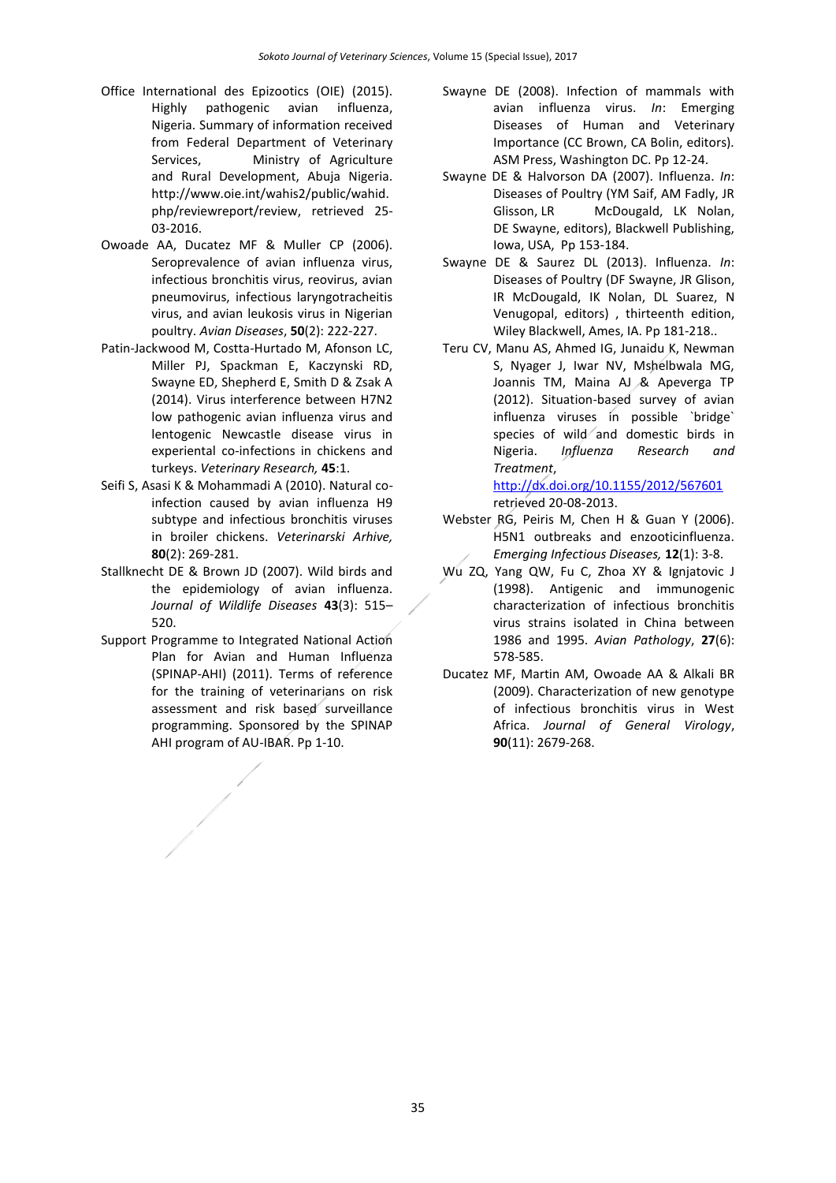Office International des Epizootics (OIE) (2015). Highly pathogenic avian influenza, Nigeria. Summary of information received from Federal Department of Veterinary Services, Ministry of Agriculture and Rural Development, Abuja Nigeria. http://www.oie.int/wahis2/public/wahid.php/reviewreport/review, retrieved 25-03-2016.

Owoade AA, Ducatez MF & Muller CP (2006). Seroprevalence of avian influenza virus, infectious bronchitis virus, reovirus, avian pneumovirus, infectious laryngotracheitis virus, and avian leukosis virus in Nigerian poultry. *Avian Diseases*, **50**(2): 222-227.

Patin-Jackwood M, Costta-Hurtado M, Afonson LC, Miller PJ, Spackman E, Kaczynski RD, Swayne ED, Shepherd E, Smith D & Zsak A (2014). Virus interference between H7N2 low pathogenic avian influenza virus and lentogenic Newcastle disease virus in experiental co-infections in chickens and turkeys. *Veterinary Research,* **45**:1.

Seifi S, Asasi K & Mohammadi A (2010). Natural co-infection caused by avian influenza H9 subtype and infectious bronchitis viruses in broiler chickens. *Veterinarski Arhive,* **80**(2): 269-281.

Stallknecht DE & Brown JD (2007). Wild birds and the epidemiology of avian influenza. *Journal of Wildlife Diseases* **43**(3): 515–520.

Support Programme to Integrated National Action Plan for Avian and Human Influenza (SPINAP-AHI) (2011). Terms of reference for the training of veterinarians on risk assessment and risk based surveillance programming. Sponsored by the SPINAP AHI program of AU-IBAR. Pp 1-10.

Swayne DE (2008). Infection of mammals with avian influenza virus. *In*: Emerging Diseases of Human and Veterinary Importance (CC Brown, CA Bolin, editors). ASM Press, Washington DC. Pp 12-24.

Swayne DE & Halvorson DA (2007). Influenza. *In*: Diseases of Poultry (YM Saif, AM Fadly, JR Glisson, LR McDougald, LK Nolan, DE Swayne, editors), Blackwell Publishing, Iowa, USA, Pp 153-184.

Swayne DE & Saurez DL (2013). Influenza. *In*: Diseases of Poultry (DF Swayne, JR Glison, IR McDougald, IK Nolan, DL Suarez, N Venugopal, editors) , thirteenth edition, Wiley Blackwell, Ames, IA. Pp 181-218..

Teru CV, Manu AS, Ahmed IG, Junaidu K, Newman S, Nyager J, Iwar NV, Mshelbwala MG, Joannis TM, Maina AJ & Apeverga TP (2012). Situation-based survey of avian influenza viruses in possible `bridge` species of wild and domestic birds in Nigeria. *Influenza Research and Treatment*, http://dx.doi.org/10.1155/2012/567601 retrieved 20-08-2013.

Webster RG, Peiris M, Chen H & Guan Y (2006). H5N1 outbreaks and enzooticinfluenza. *Emerging Infectious Diseases,* **12**(1): 3-8.

Wu ZQ, Yang QW, Fu C, Zhoa XY & Ignjatovic J (1998). Antigenic and immunogenic characterization of infectious bronchitis virus strains isolated in China between 1986 and 1995. *Avian Pathology*, **27**(6): 578-585.

Ducatez MF, Martin AM, Owoade AA & Alkali BR (2009). Characterization of new genotype of infectious bronchitis virus in West Africa. *Journal of General Virology*, **90**(11): 2679-268.